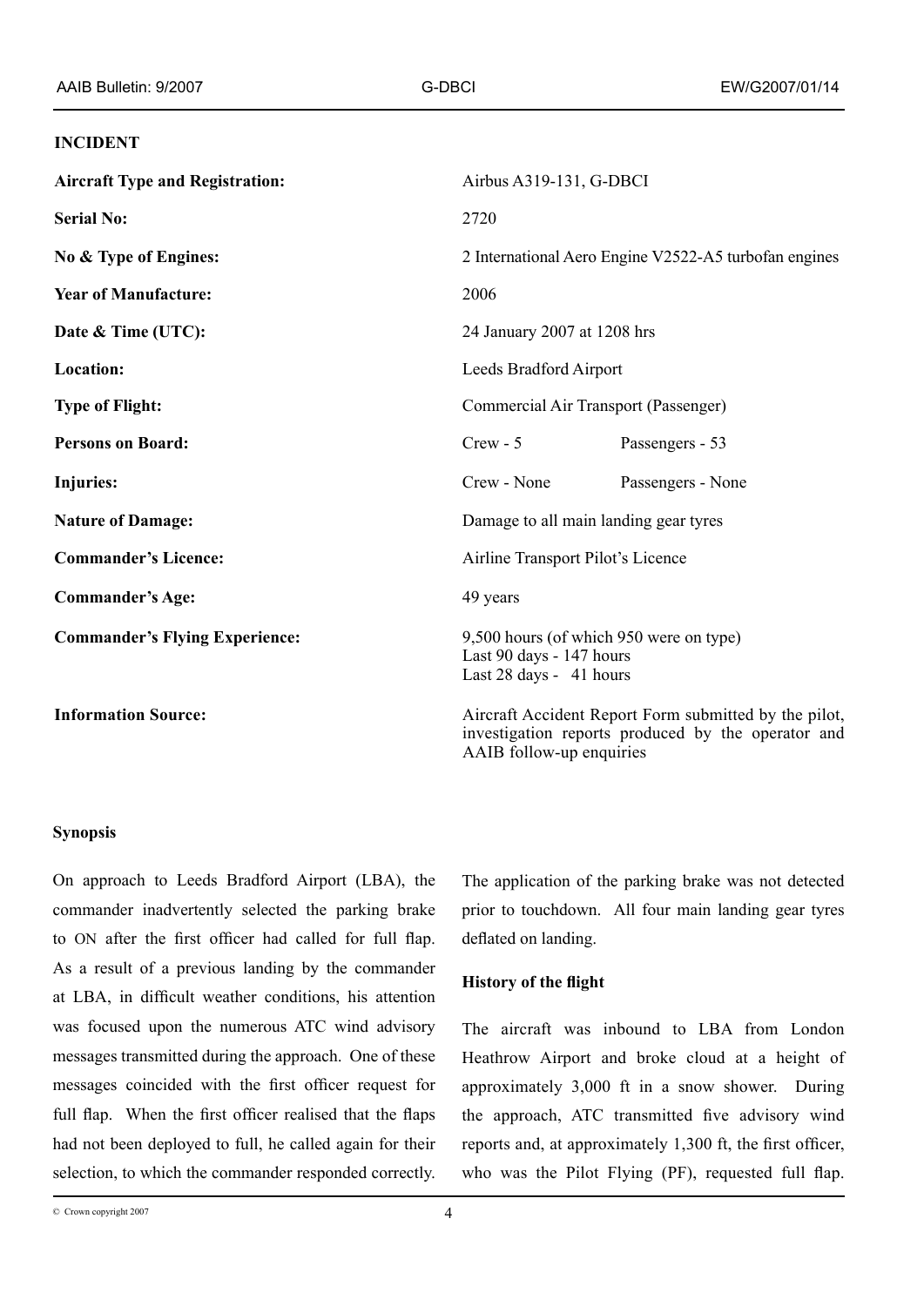**INCIDENT**

| | | |
|---|---|---|
| **Aircraft Type and Registration:** | Airbus A319-131, G-DBCI | |
| **Serial No:** | 2720 | |
| **No & Type of Engines:** | 2 International Aero Engine V2522-A5 turbofan engines | |
| **Year of Manufacture:** | 2006 | |
| **Date & Time (UTC):** | 24 January 2007 at 1208 hrs | |
| **Location:** | Leeds Bradford Airport | |
| **Type of Flight:** | Commercial Air Transport (Passenger) | |
| **Persons on Board:** | Crew - 5 | Passengers - 53 |
| **Injuries:** | Crew - None | Passengers - None |
| **Nature of Damage:** | Damage to all main landing gear tyres | |
| **Commander's Licence:** | Airline Transport Pilot's Licence | |
| **Commander's Age:** | 49 years | |
| **Commander's Flying Experience:** | 9,500 hours (of which 950 were on type)<br>Last 90 days - 147 hours<br>Last 28 days - 41 hours | |
| **Information Source:** | Aircraft Accident Report Form submitted by the pilot, investigation reports produced by the operator and AAIB follow-up enquiries | |

### Synopsis

On approach to Leeds Bradford Airport (LBA), the commander inadvertently selected the parking brake to ON after the first officer had called for full flap. As a result of a previous landing by the commander at LBA, in difficult weather conditions, his attention was focused upon the numerous ATC wind advisory messages transmitted during the approach. One of these messages coincided with the first officer request for full flap. When the first officer realised that the flaps had not been deployed to full, he called again for their selection, to which the commander responded correctly. The application of the parking brake was not detected prior to touchdown. All four main landing gear tyres deflated on landing.

### History of the flight

The aircraft was inbound to LBA from London Heathrow Airport and broke cloud at a height of approximately 3,000 ft in a snow shower. During the approach, ATC transmitted five advisory wind reports and, at approximately 1,300 ft, the first officer, who was the Pilot Flying (PF), requested full flap.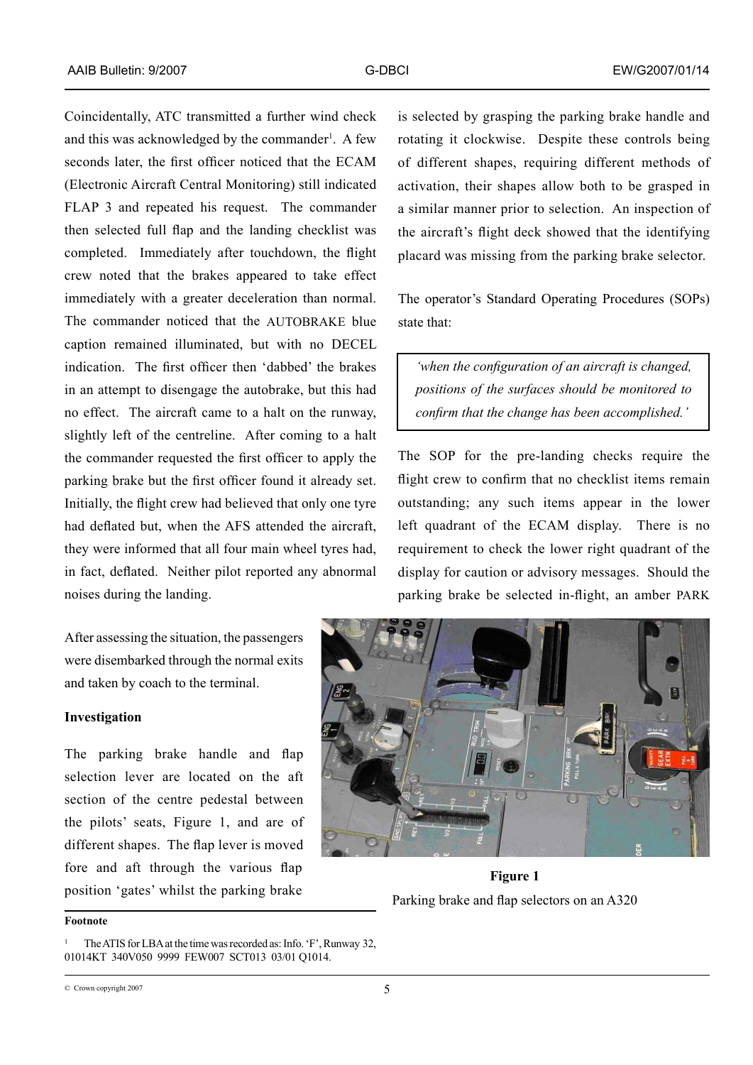Coincidentally, ATC transmitted a further wind check and this was acknowledged by the commander[1]. A few seconds later, the first officer noticed that the ECAM (Electronic Aircraft Central Monitoring) still indicated FLAP 3 and repeated his request. The commander then selected full flap and the landing checklist was completed. Immediately after touchdown, the flight crew noted that the brakes appeared to take effect immediately with a greater deceleration than normal. The commander noticed that the AUTOBRAKE blue caption remained illuminated, but with no DECEL indication. The first officer then 'dabbed' the brakes in an attempt to disengage the autobrake, but this had no effect. The aircraft came to a halt on the runway, slightly left of the centreline. After coming to a halt the commander requested the first officer to apply the parking brake but the first officer found it already set. Initially, the flight crew had believed that only one tyre had deflated but, when the AFS attended the aircraft, they were informed that all four main wheel tyres had, in fact, deflated. Neither pilot reported any abnormal noises during the landing.

After assessing the situation, the passengers were disembarked through the normal exits and taken by coach to the terminal.

## Investigation

The parking brake handle and flap selection lever are located on the aft section of the centre pedestal between the pilots' seats, Figure 1, and are of different shapes. The flap lever is moved fore and aft through the various flap position 'gates' whilst the parking brake is selected by grasping the parking brake handle and rotating it clockwise. Despite these controls being of different shapes, requiring different methods of activation, their shapes allow both to be grasped in a similar manner prior to selection. An inspection of the aircraft's flight deck showed that the identifying placard was missing from the parking brake selector.

**Figure 1**

Parking brake and flap selectors on an A320

The operator's Standard Operating Procedures (SOPs) state that:

> *'when the configuration of an aircraft is changed, positions of the surfaces should be monitored to confirm that the change has been accomplished.'*

The SOP for the pre-landing checks require the flight crew to confirm that no checklist items remain outstanding; any such items appear in the lower left quadrant of the ECAM display. There is no requirement to check the lower right quadrant of the display for caution or advisory messages. Should the parking brake be selected in-flight, an amber PARK

---

**Footnote**

[1] The ATIS for LBA at the time was recorded as: Info. 'F', Runway 32, 01014KT 340V050 9999 FEW007 SCT013 03/01 Q1014.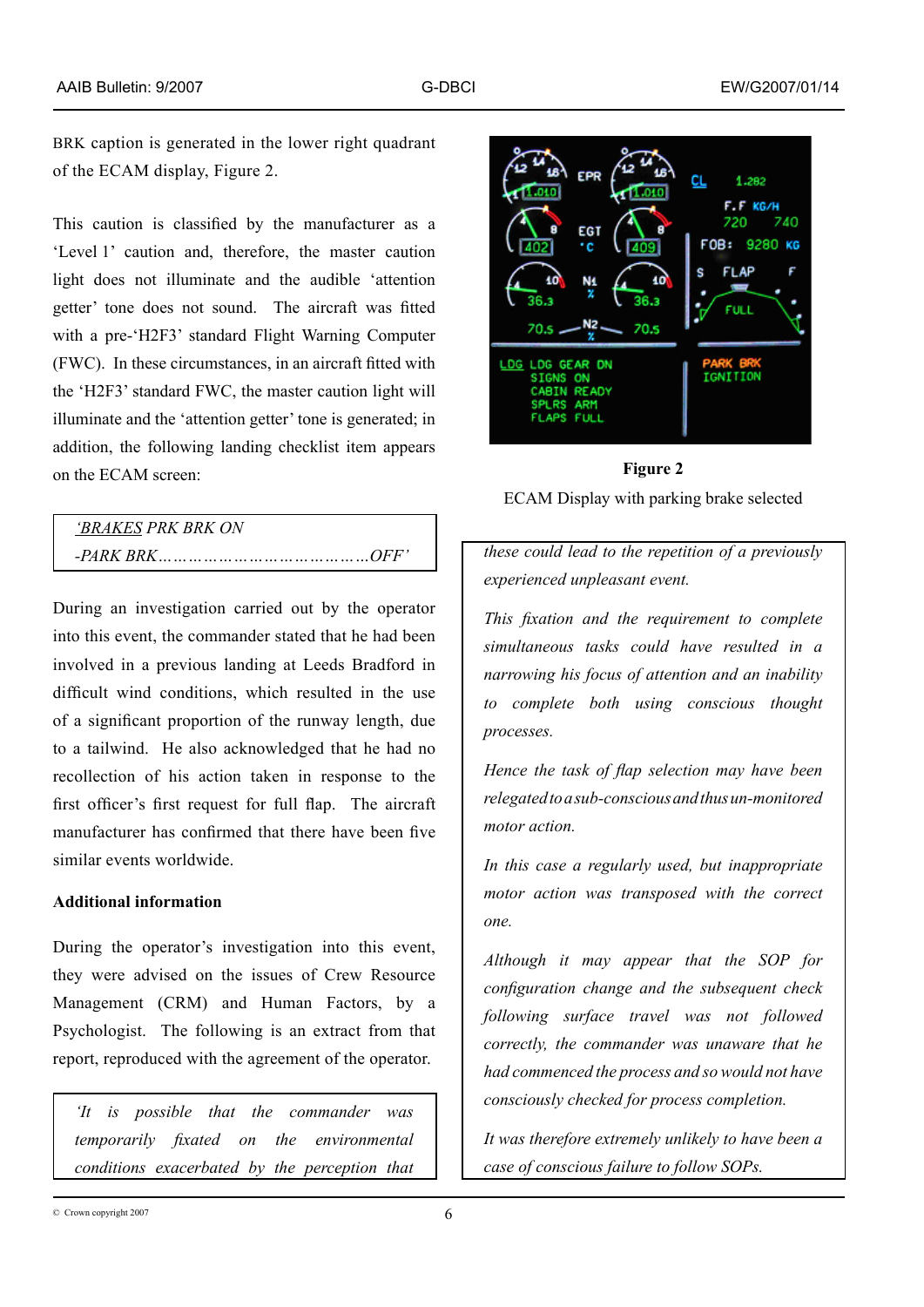BRK caption is generated in the lower right quadrant of the ECAM display, Figure 2.

This caution is classified by the manufacturer as a 'Level 1' caution and, therefore, the master caution light does not illuminate and the audible 'attention getter' tone does not sound. The aircraft was fitted with a pre-'H2F3' standard Flight Warning Computer (FWC). In these circumstances, in an aircraft fitted with the 'H2F3' standard FWC, the master caution light will illuminate and the 'attention getter' tone is generated; in addition, the following landing checklist item appears on the ECAM screen:

> *'BRAKES PRK BRK ON*
> *-PARK BRK……………………………………OFF'*

During an investigation carried out by the operator into this event, the commander stated that he had been involved in a previous landing at Leeds Bradford in difficult wind conditions, which resulted in the use of a significant proportion of the runway length, due to a tailwind. He also acknowledged that he had no recollection of his action taken in response to the first officer's first request for full flap. The aircraft manufacturer has confirmed that there have been five similar events worldwide.

**Figure 2**

ECAM Display with parking brake selected

**Additional information**

During the operator's investigation into this event, they were advised on the issues of Crew Resource Management (CRM) and Human Factors, by a Psychologist. The following is an extract from that report, reproduced with the agreement of the operator.

> *'It is possible that the commander was temporarily fixated on the environmental conditions exacerbated by the perception that these could lead to the repetition of a previously experienced unpleasant event.*
>
> *This fixation and the requirement to complete simultaneous tasks could have resulted in a narrowing his focus of attention and an inability to complete both using conscious thought processes.*
>
> *Hence the task of flap selection may have been relegated to a sub-conscious and thus un-monitored motor action.*
>
> *In this case a regularly used, but inappropriate motor action was transposed with the correct one.*
>
> *Although it may appear that the SOP for configuration change and the subsequent check following surface travel was not followed correctly, the commander was unaware that he had commenced the process and so would not have consciously checked for process completion.*
>
> *It was therefore extremely unlikely to have been a case of conscious failure to follow SOPs.*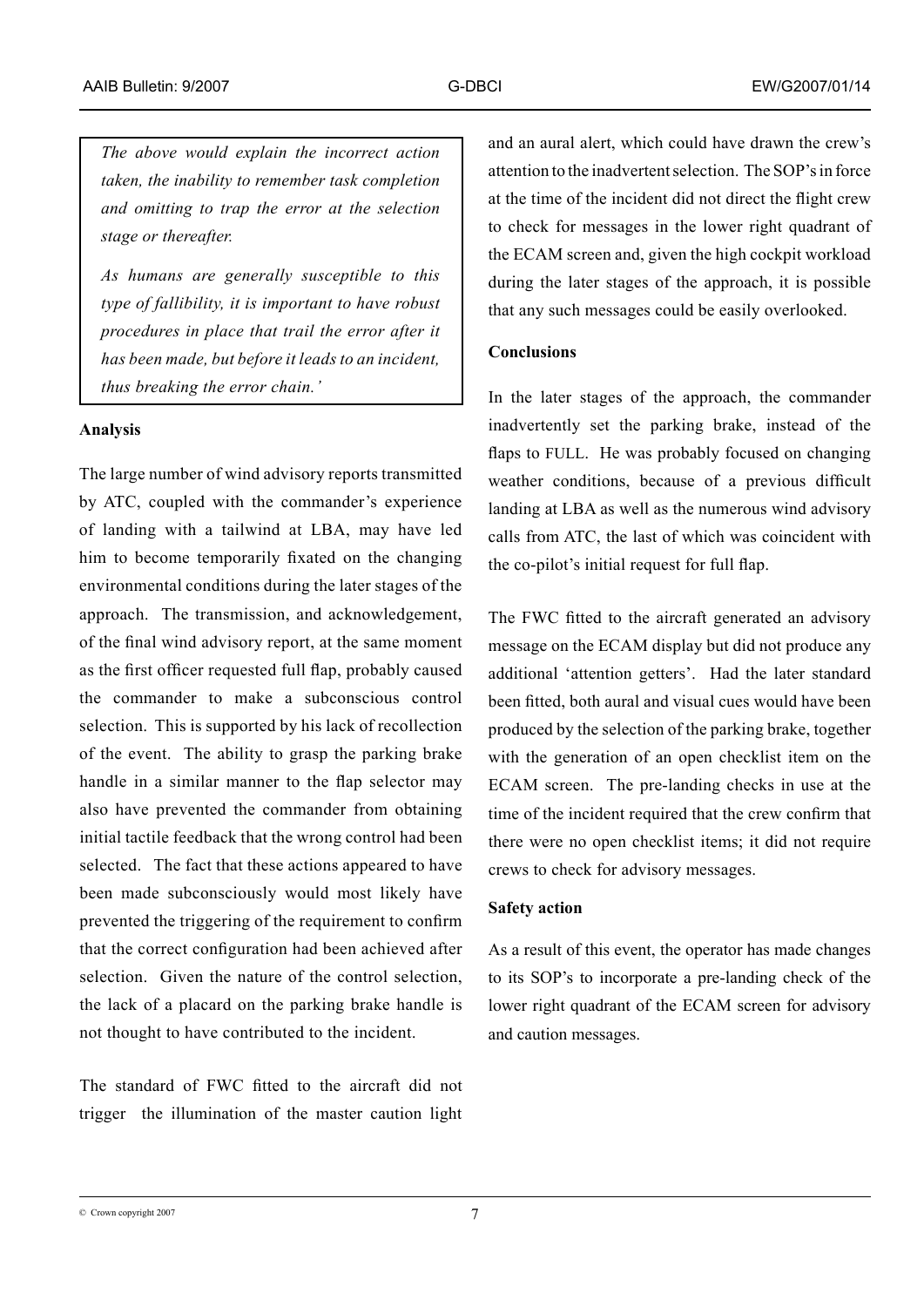*The above would explain the incorrect action taken, the inability to remember task completion and omitting to trap the error at the selection stage or thereafter.*

*As humans are generally susceptible to this type of fallibility, it is important to have robust procedures in place that trail the error after it has been made, but before it leads to an incident, thus breaking the error chain.'*

**Analysis**

The large number of wind advisory reports transmitted by ATC, coupled with the commander's experience of landing with a tailwind at LBA, may have led him to become temporarily fixated on the changing environmental conditions during the later stages of the approach. The transmission, and acknowledgement, of the final wind advisory report, at the same moment as the first officer requested full flap, probably caused the commander to make a subconscious control selection. This is supported by his lack of recollection of the event. The ability to grasp the parking brake handle in a similar manner to the flap selector may also have prevented the commander from obtaining initial tactile feedback that the wrong control had been selected. The fact that these actions appeared to have been made subconsciously would most likely have prevented the triggering of the requirement to confirm that the correct configuration had been achieved after selection. Given the nature of the control selection, the lack of a placard on the parking brake handle is not thought to have contributed to the incident.

The standard of FWC fitted to the aircraft did not trigger the illumination of the master caution light and an aural alert, which could have drawn the crew's attention to the inadvertent selection. The SOP's in force at the time of the incident did not direct the flight crew to check for messages in the lower right quadrant of the ECAM screen and, given the high cockpit workload during the later stages of the approach, it is possible that any such messages could be easily overlooked.

**Conclusions**

In the later stages of the approach, the commander inadvertently set the parking brake, instead of the flaps to FULL. He was probably focused on changing weather conditions, because of a previous difficult landing at LBA as well as the numerous wind advisory calls from ATC, the last of which was coincident with the co-pilot's initial request for full flap.

The FWC fitted to the aircraft generated an advisory message on the ECAM display but did not produce any additional 'attention getters'. Had the later standard been fitted, both aural and visual cues would have been produced by the selection of the parking brake, together with the generation of an open checklist item on the ECAM screen. The pre-landing checks in use at the time of the incident required that the crew confirm that there were no open checklist items; it did not require crews to check for advisory messages.

**Safety action**

As a result of this event, the operator has made changes to its SOP's to incorporate a pre-landing check of the lower right quadrant of the ECAM screen for advisory and caution messages.